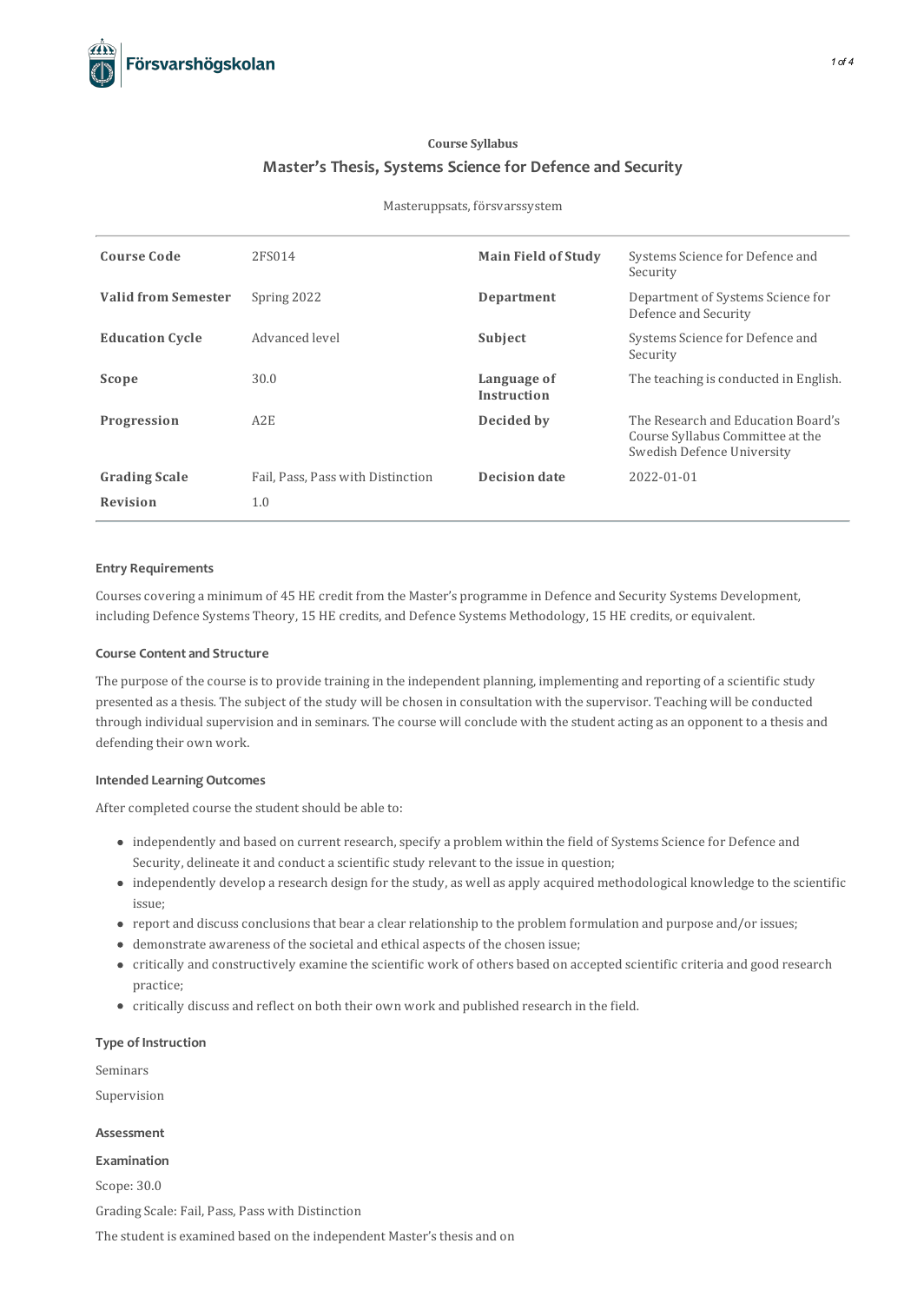Course Syllabus

# Master's Thesis, Systems Science for Defence and Security

Masteruppsats, försvarssystem

| | | | |
|---|---|---|---|
| **Course Code** | 2FS014 | **Main Field of Study** | Systems Science for Defence and Security |
| **Valid from Semester** | Spring 2022 | **Department** | Department of Systems Science for Defence and Security |
| **Education Cycle** | Advanced level | **Subject** | Systems Science for Defence and Security |
| **Scope** | 30.0 | **Language of Instruction** | The teaching is conducted in English. |
| **Progression** | A2E | **Decided by** | The Research and Education Board's Course Syllabus Committee at the Swedish Defence University |
| **Grading Scale** | Fail, Pass, Pass with Distinction | **Decision date** | 2022-01-01 |
| **Revision** | 1.0 | | |

### Entry Requirements

Courses covering a minimum of 45 HE credit from the Master's programme in Defence and Security Systems Development, including Defence Systems Theory, 15 HE credits, and Defence Systems Methodology, 15 HE credits, or equivalent.

### Course Content and Structure

The purpose of the course is to provide training in the independent planning, implementing and reporting of a scientific study presented as a thesis. The subject of the study will be chosen in consultation with the supervisor. Teaching will be conducted through individual supervision and in seminars. The course will conclude with the student acting as an opponent to a thesis and defending their own work.

### Intended Learning Outcomes

After completed course the student should be able to:

- independently and based on current research, specify a problem within the field of Systems Science for Defence and Security, delineate it and conduct a scientific study relevant to the issue in question;
- independently develop a research design for the study, as well as apply acquired methodological knowledge to the scientific issue;
- report and discuss conclusions that bear a clear relationship to the problem formulation and purpose and/or issues;
- demonstrate awareness of the societal and ethical aspects of the chosen issue;
- critically and constructively examine the scientific work of others based on accepted scientific criteria and good research practice;
- critically discuss and reflect on both their own work and published research in the field.

### Type of Instruction

Seminars

Supervision

### Assessment

#### Examination

Scope: 30.0

Grading Scale: Fail, Pass, Pass with Distinction

The student is examined based on the independent Master's thesis and on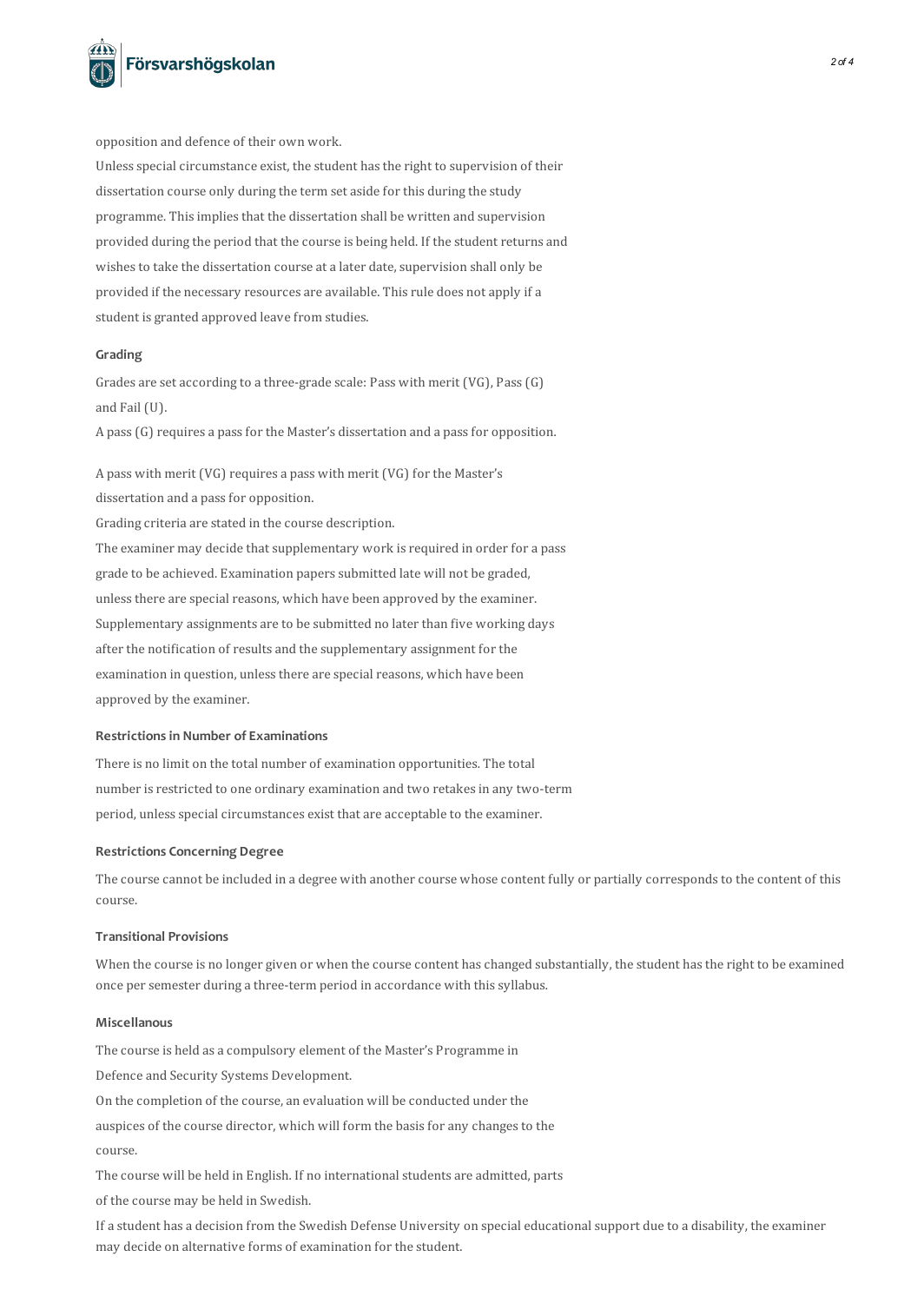opposition and defence of their own work.

Unless special circumstance exist, the student has the right to supervision of their dissertation course only during the term set aside for this during the study programme. This implies that the dissertation shall be written and supervision provided during the period that the course is being held. If the student returns and wishes to take the dissertation course at a later date, supervision shall only be provided if the necessary resources are available. This rule does not apply if a student is granted approved leave from studies.

#### Grading

Grades are set according to a three-grade scale: Pass with merit (VG), Pass (G) and Fail (U).

A pass (G) requires a pass for the Master's dissertation and a pass for opposition.

A pass with merit (VG) requires a pass with merit (VG) for the Master's dissertation and a pass for opposition.

Grading criteria are stated in the course description.

The examiner may decide that supplementary work is required in order for a pass grade to be achieved. Examination papers submitted late will not be graded, unless there are special reasons, which have been approved by the examiner. Supplementary assignments are to be submitted no later than five working days after the notification of results and the supplementary assignment for the examination in question, unless there are special reasons, which have been approved by the examiner.

#### Restrictions in Number of Examinations

There is no limit on the total number of examination opportunities. The total number is restricted to one ordinary examination and two retakes in any two-term period, unless special circumstances exist that are acceptable to the examiner.

#### Restrictions Concerning Degree

The course cannot be included in a degree with another course whose content fully or partially corresponds to the content of this course.

#### Transitional Provisions

When the course is no longer given or when the course content has changed substantially, the student has the right to be examined once per semester during a three-term period in accordance with this syllabus.

#### Miscellanous

The course is held as a compulsory element of the Master's Programme in Defence and Security Systems Development.

On the completion of the course, an evaluation will be conducted under the auspices of the course director, which will form the basis for any changes to the course.

The course will be held in English. If no international students are admitted, parts of the course may be held in Swedish.

If a student has a decision from the Swedish Defense University on special educational support due to a disability, the examiner may decide on alternative forms of examination for the student.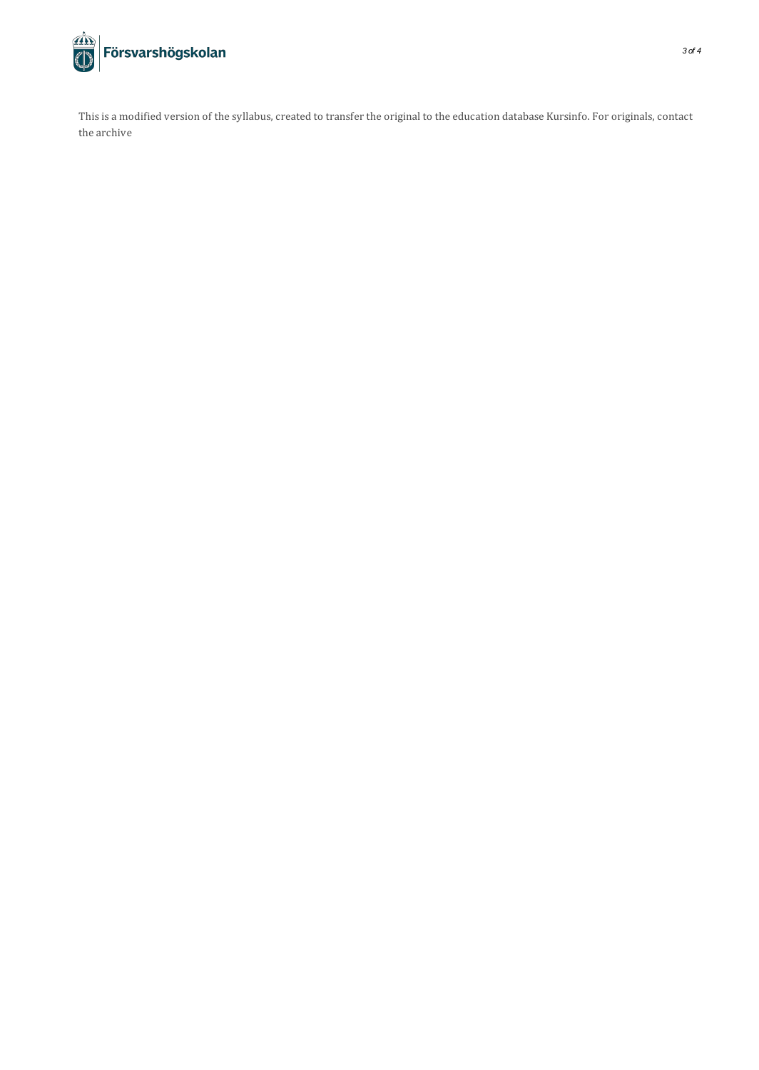This is a modified version of the syllabus, created to transfer the original to the education database Kursinfo. For originals, contact the archive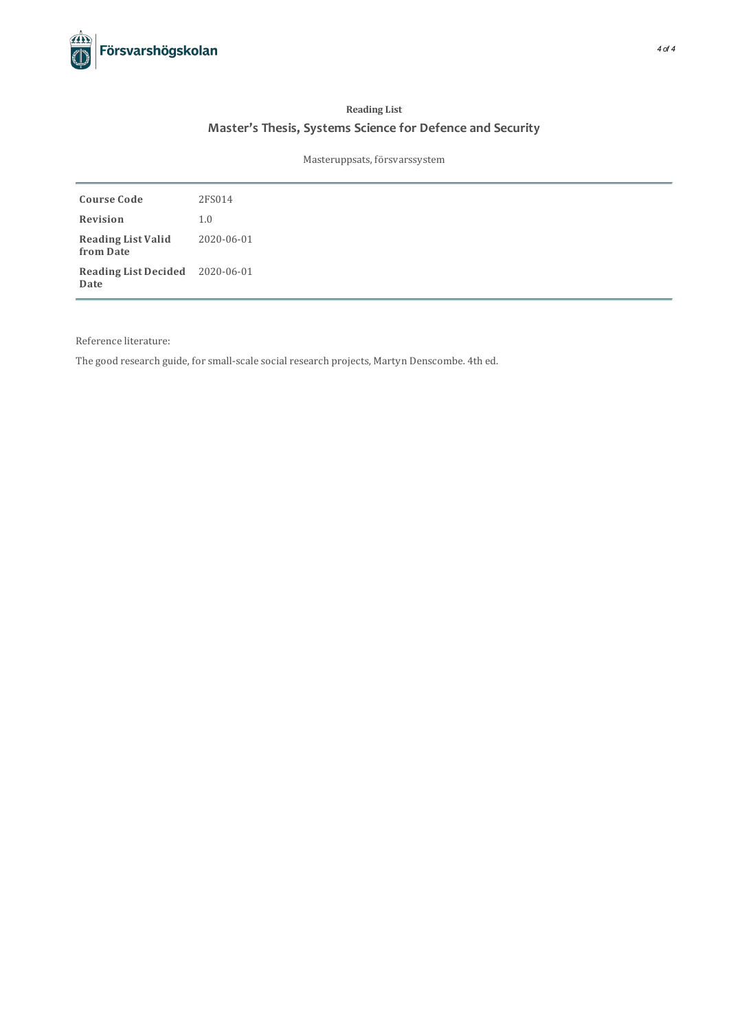**Reading List**

## Master's Thesis, Systems Science for Defence and Security

Masteruppsats, försvarssystem

| | |
|---|---|
| **Course Code** | 2FS014 |
| **Revision** | 1.0 |
| **Reading List Valid from Date** | 2020-06-01 |
| **Reading List Decided Date** | 2020-06-01 |

Reference literature:

The good research guide, for small-scale social research projects, Martyn Denscombe. 4th ed.